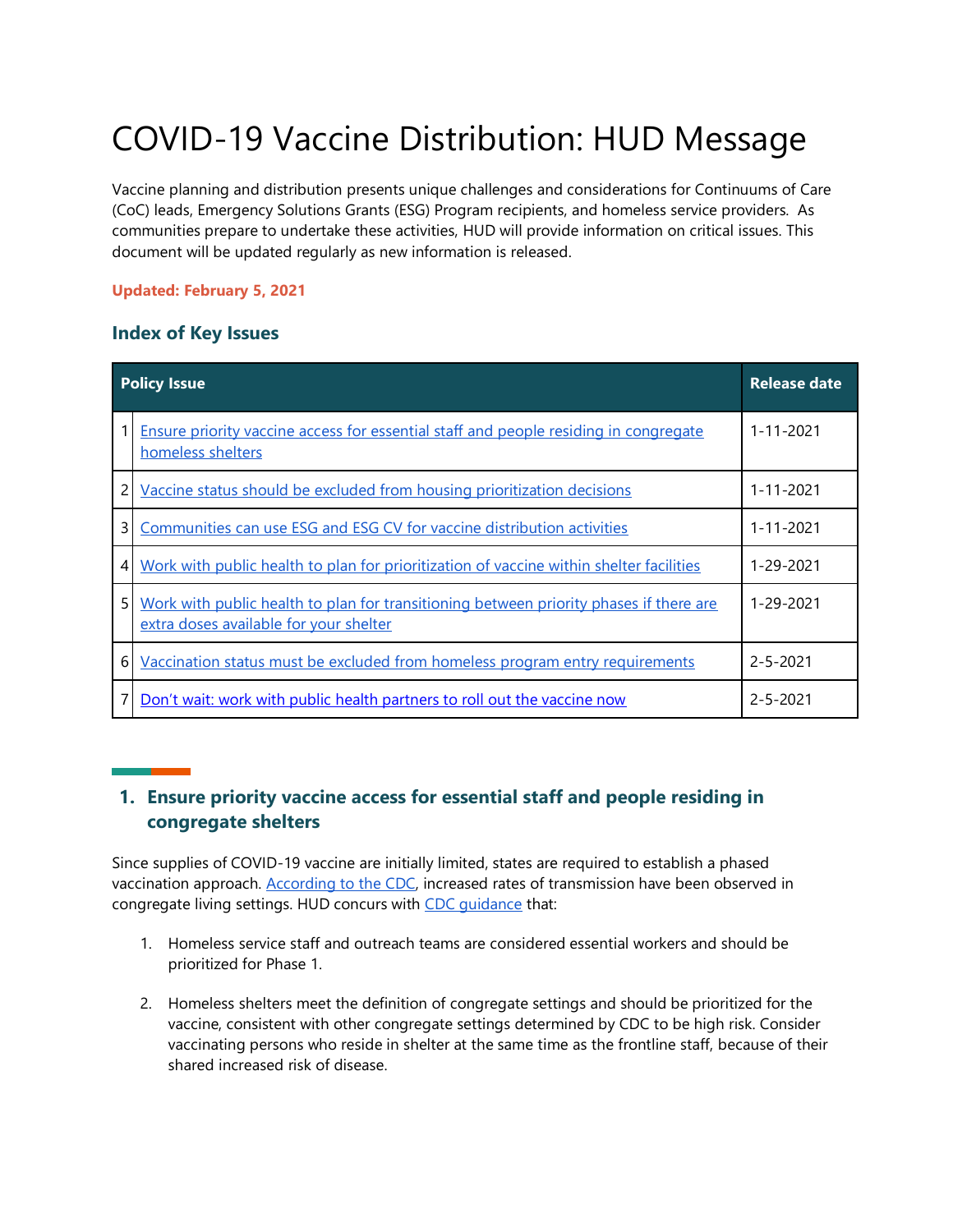# COVID-19 Vaccine Distribution: HUD Message

Vaccine planning and distribution presents unique challenges and considerations for Continuums of Care (CoC) leads, Emergency Solutions Grants (ESG) Program recipients, and homeless service providers. As communities prepare to undertake these activities, HUD will provide information on critical issues. This document will be updated regularly as new information is released.

**Updated: February 5, 2021**

### Index of Key Issues

| | Policy Issue | Release date |
|---|---|---|
| 1 | Ensure priority vaccine access for essential staff and people residing in congregate homeless shelters | 1-11-2021 |
| 2 | Vaccine status should be excluded from housing prioritization decisions | 1-11-2021 |
| 3 | Communities can use ESG and ESG CV for vaccine distribution activities | 1-11-2021 |
| 4 | Work with public health to plan for prioritization of vaccine within shelter facilities | 1-29-2021 |
| 5 | Work with public health to plan for transitioning between priority phases if there are extra doses available for your shelter | 1-29-2021 |
| 6 | Vaccination status must be excluded from homeless program entry requirements | 2-5-2021 |
| 7 | Don't wait: work with public health partners to roll out the vaccine now | 2-5-2021 |

### 1. Ensure priority vaccine access for essential staff and people residing in congregate shelters

Since supplies of COVID-19 vaccine are initially limited, states are required to establish a phased vaccination approach. According to the CDC, increased rates of transmission have been observed in congregate living settings. HUD concurs with CDC guidance that:

1. Homeless service staff and outreach teams are considered essential workers and should be prioritized for Phase 1.

2. Homeless shelters meet the definition of congregate settings and should be prioritized for the vaccine, consistent with other congregate settings determined by CDC to be high risk. Consider vaccinating persons who reside in shelter at the same time as the frontline staff, because of their shared increased risk of disease.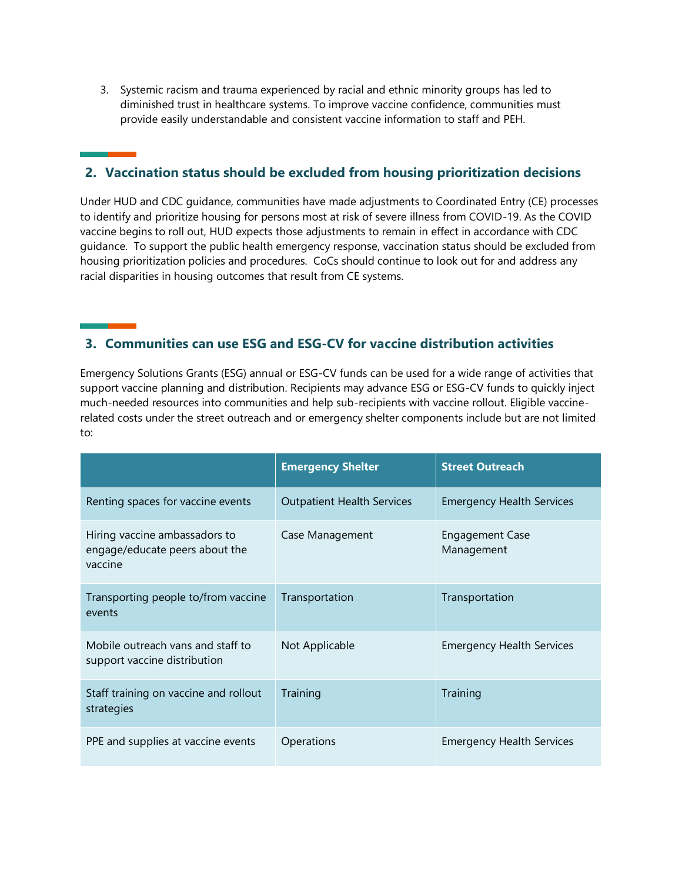3. Systemic racism and trauma experienced by racial and ethnic minority groups has led to diminished trust in healthcare systems. To improve vaccine confidence, communities must provide easily understandable and consistent vaccine information to staff and PEH.

## 2. Vaccination status should be excluded from housing prioritization decisions

Under HUD and CDC guidance, communities have made adjustments to Coordinated Entry (CE) processes to identify and prioritize housing for persons most at risk of severe illness from COVID-19. As the COVID vaccine begins to roll out, HUD expects those adjustments to remain in effect in accordance with CDC guidance. To support the public health emergency response, vaccination status should be excluded from housing prioritization policies and procedures. CoCs should continue to look out for and address any racial disparities in housing outcomes that result from CE systems.

## 3. Communities can use ESG and ESG-CV for vaccine distribution activities

Emergency Solutions Grants (ESG) annual or ESG-CV funds can be used for a wide range of activities that support vaccine planning and distribution. Recipients may advance ESG or ESG-CV funds to quickly inject much-needed resources into communities and help sub-recipients with vaccine rollout. Eligible vaccine-related costs under the street outreach and or emergency shelter components include but are not limited to:

| | Emergency Shelter | Street Outreach |
|---|---|---|
| Renting spaces for vaccine events | Outpatient Health Services | Emergency Health Services |
| Hiring vaccine ambassadors to engage/educate peers about the vaccine | Case Management | Engagement Case Management |
| Transporting people to/from vaccine events | Transportation | Transportation |
| Mobile outreach vans and staff to support vaccine distribution | Not Applicable | Emergency Health Services |
| Staff training on vaccine and rollout strategies | Training | Training |
| PPE and supplies at vaccine events | Operations | Emergency Health Services |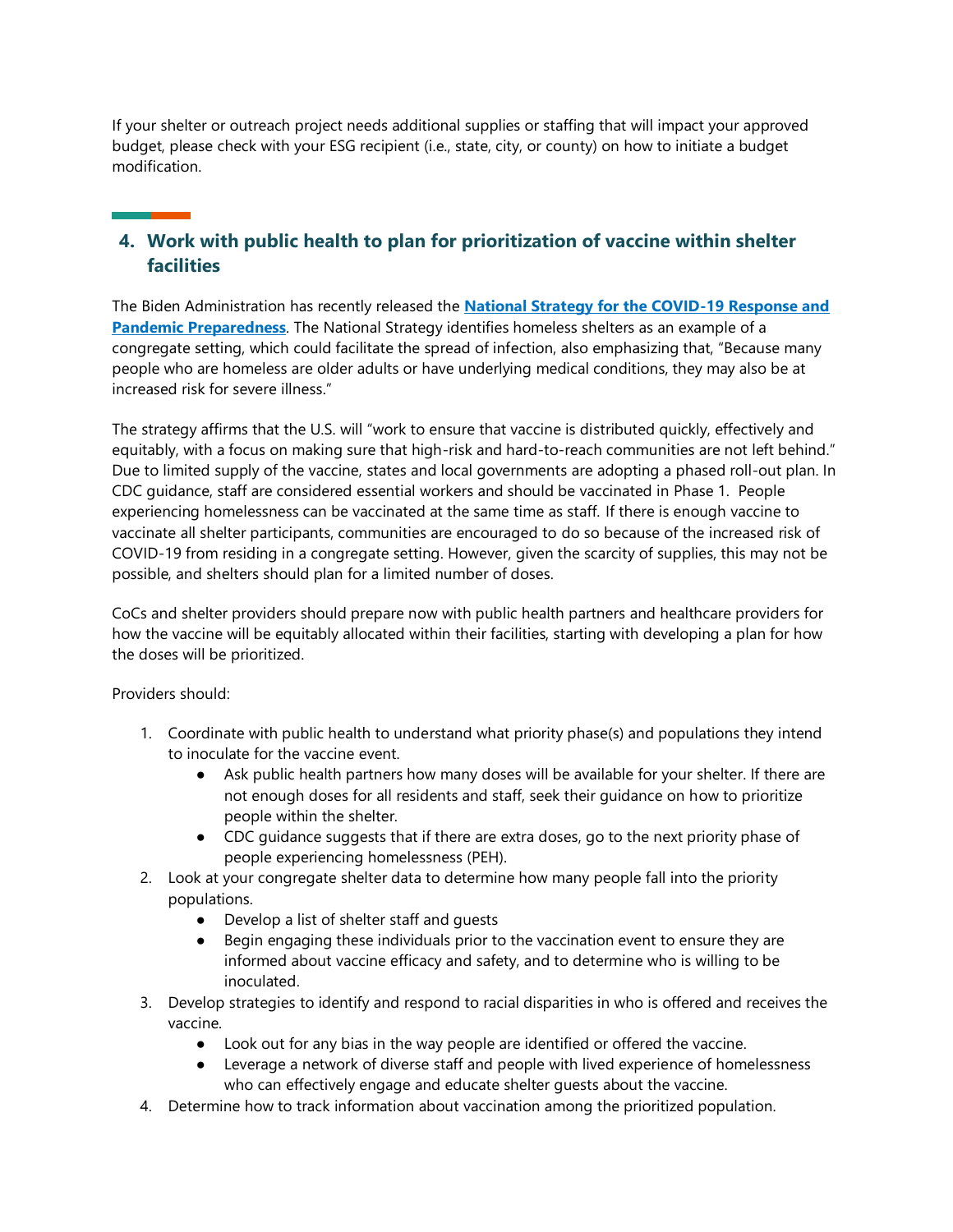If your shelter or outreach project needs additional supplies or staffing that will impact your approved budget, please check with your ESG recipient (i.e., state, city, or county) on how to initiate a budget modification.

## 4. Work with public health to plan for prioritization of vaccine within shelter facilities

The Biden Administration has recently released the **National Strategy for the COVID-19 Response and Pandemic Preparedness**. The National Strategy identifies homeless shelters as an example of a congregate setting, which could facilitate the spread of infection, also emphasizing that, "Because many people who are homeless are older adults or have underlying medical conditions, they may also be at increased risk for severe illness."

The strategy affirms that the U.S. will "work to ensure that vaccine is distributed quickly, effectively and equitably, with a focus on making sure that high-risk and hard-to-reach communities are not left behind." Due to limited supply of the vaccine, states and local governments are adopting a phased roll-out plan. In CDC guidance, staff are considered essential workers and should be vaccinated in Phase 1. People experiencing homelessness can be vaccinated at the same time as staff. If there is enough vaccine to vaccinate all shelter participants, communities are encouraged to do so because of the increased risk of COVID-19 from residing in a congregate setting. However, given the scarcity of supplies, this may not be possible, and shelters should plan for a limited number of doses.

CoCs and shelter providers should prepare now with public health partners and healthcare providers for how the vaccine will be equitably allocated within their facilities, starting with developing a plan for how the doses will be prioritized.

Providers should:

1. Coordinate with public health to understand what priority phase(s) and populations they intend to inoculate for the vaccine event.
    - Ask public health partners how many doses will be available for your shelter. If there are not enough doses for all residents and staff, seek their guidance on how to prioritize people within the shelter.
    - CDC guidance suggests that if there are extra doses, go to the next priority phase of people experiencing homelessness (PEH).
2. Look at your congregate shelter data to determine how many people fall into the priority populations.
    - Develop a list of shelter staff and guests
    - Begin engaging these individuals prior to the vaccination event to ensure they are informed about vaccine efficacy and safety, and to determine who is willing to be inoculated.
3. Develop strategies to identify and respond to racial disparities in who is offered and receives the vaccine.
    - Look out for any bias in the way people are identified or offered the vaccine.
    - Leverage a network of diverse staff and people with lived experience of homelessness who can effectively engage and educate shelter guests about the vaccine.
4. Determine how to track information about vaccination among the prioritized population.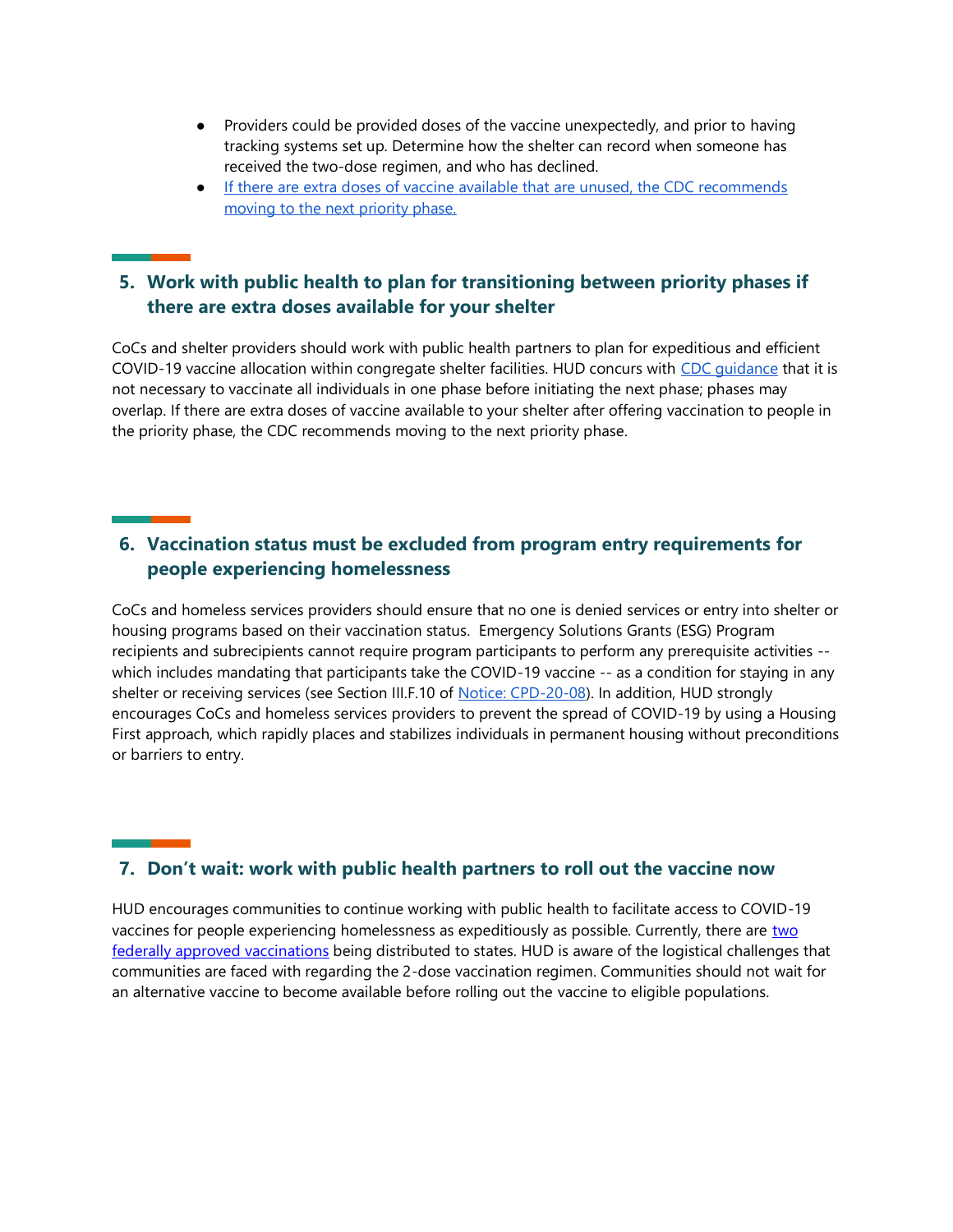- Providers could be provided doses of the vaccine unexpectedly, and prior to having tracking systems set up. Determine how the shelter can record when someone has received the two-dose regimen, and who has declined.
- If there are extra doses of vaccine available that are unused, the CDC recommends moving to the next priority phase.

## 5. Work with public health to plan for transitioning between priority phases if there are extra doses available for your shelter

CoCs and shelter providers should work with public health partners to plan for expeditious and efficient COVID-19 vaccine allocation within congregate shelter facilities. HUD concurs with CDC guidance that it is not necessary to vaccinate all individuals in one phase before initiating the next phase; phases may overlap. If there are extra doses of vaccine available to your shelter after offering vaccination to people in the priority phase, the CDC recommends moving to the next priority phase.

## 6. Vaccination status must be excluded from program entry requirements for people experiencing homelessness

CoCs and homeless services providers should ensure that no one is denied services or entry into shelter or housing programs based on their vaccination status. Emergency Solutions Grants (ESG) Program recipients and subrecipients cannot require program participants to perform any prerequisite activities -- which includes mandating that participants take the COVID-19 vaccine -- as a condition for staying in any shelter or receiving services (see Section III.F.10 of Notice: CPD-20-08). In addition, HUD strongly encourages CoCs and homeless services providers to prevent the spread of COVID-19 by using a Housing First approach, which rapidly places and stabilizes individuals in permanent housing without preconditions or barriers to entry.

## 7. Don't wait: work with public health partners to roll out the vaccine now

HUD encourages communities to continue working with public health to facilitate access to COVID-19 vaccines for people experiencing homelessness as expeditiously as possible. Currently, there are two federally approved vaccinations being distributed to states. HUD is aware of the logistical challenges that communities are faced with regarding the 2-dose vaccination regimen. Communities should not wait for an alternative vaccine to become available before rolling out the vaccine to eligible populations.